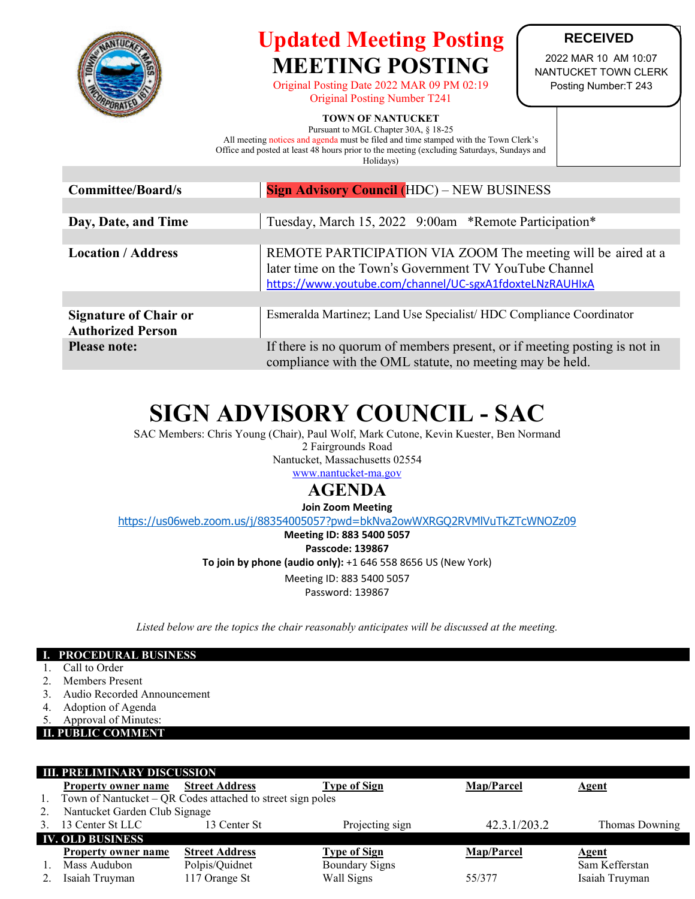# Updated Meeting Posting

# MEETING POSTING

Original Posting Date 2022 MAR 09 PM 02:19
Original Posting Number T241

**RECEIVED**
2022 MAR 10 AM 10:07
NANTUCKET TOWN CLERK
Posting Number:T 243

**TOWN OF NANTUCKET**
Pursuant to MGL Chapter 30A, § 18-25
All meeting notices and agenda must be filed and time stamped with the Town Clerk's Office and posted at least 48 hours prior to the meeting (excluding Saturdays, Sundays and Holidays)

| | |
|---|---|
| **Committee/Board/s** | **Sign Advisory Council** (HDC) – NEW BUSINESS |
| **Day, Date, and Time** | Tuesday, March 15, 2022 9:00am *Remote Participation* |
| **Location / Address** | REMOTE PARTICIPATION VIA ZOOM The meeting will be aired at a later time on the Town's Government TV YouTube Channel https://www.youtube.com/channel/UC-sgxA1fdoxteLNzRAUHIxA |
| **Signature of Chair or Authorized Person** | Esmeralda Martinez; Land Use Specialist/ HDC Compliance Coordinator |
| **Please note:** | If there is no quorum of members present, or if meeting posting is not in compliance with the OML statute, no meeting may be held. |

# SIGN ADVISORY COUNCIL - SAC

SAC Members: Chris Young (Chair), Paul Wolf, Mark Cutone, Kevin Kuester, Ben Normand
2 Fairgrounds Road
Nantucket, Massachusetts 02554
www.nantucket-ma.gov

## AGENDA

**Join Zoom Meeting**
https://us06web.zoom.us/j/88354005057?pwd=bkNva2owWXRGQ2RVMlVuTkZTcWNOZz09
**Meeting ID: 883 5400 5057**
**Passcode: 139867**
**To join by phone (audio only):** +1 646 558 8656 US (New York)
Meeting ID: 883 5400 5057
Password: 139867

*Listed below are the topics the chair reasonably anticipates will be discussed at the meeting.*

### I. PROCEDURAL BUSINESS

1. Call to Order
2. Members Present
3. Audio Recorded Announcement
4. Adoption of Agenda
5. Approval of Minutes:

### II. PUBLIC COMMENT

### III. PRELIMINARY DISCUSSION

| | Property owner name | Street Address | Type of Sign | Map/Parcel | Agent |
|---|---|---|---|---|---|
| 1. | Town of Nantucket – QR Codes attached to street sign poles | | | | |
| 2. | Nantucket Garden Club Signage | | | | |
| 3. | 13 Center St LLC | 13 Center St | Projecting sign | 42.3.1/203.2 | Thomas Downing |

### IV. OLD BUSINESS

| | Property owner name | Street Address | Type of Sign | Map/Parcel | Agent |
|---|---|---|---|---|---|
| 1. | Mass Audubon | Polpis/Quidnet | Boundary Signs | | Sam Kefferstan |
| 2. | Isaiah Truyman | 117 Orange St | Wall Signs | 55/377 | Isaiah Truyman |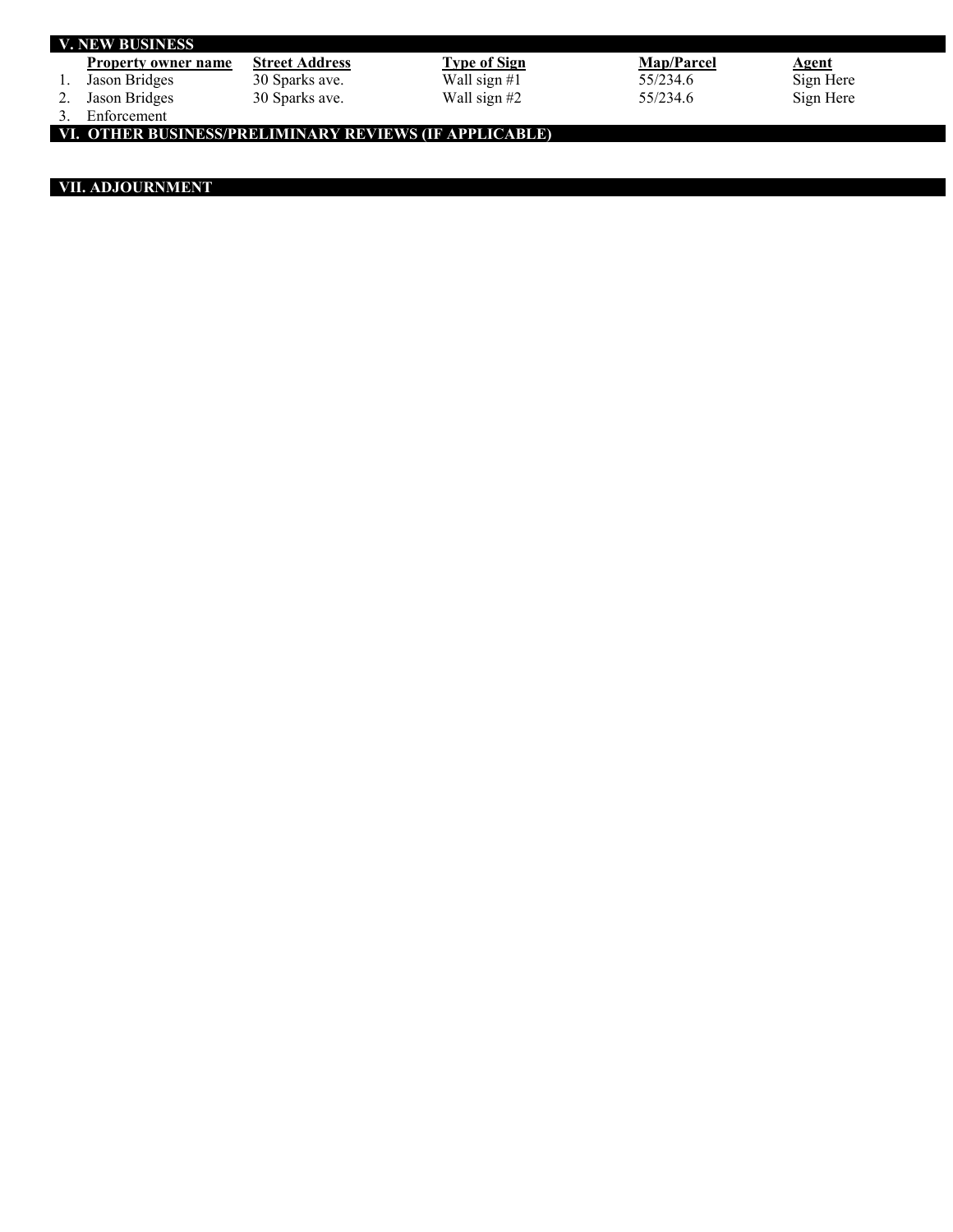## V. NEW BUSINESS

| | Property owner name | Street Address | Type of Sign | Map/Parcel | Agent |
|---|---|---|---|---|---|
| 1. | Jason Bridges | 30 Sparks ave. | Wall sign #1 | 55/234.6 | Sign Here |
| 2. | Jason Bridges | 30 Sparks ave. | Wall sign #2 | 55/234.6 | Sign Here |
| 3. | Enforcement | | | | |

## VI. OTHER BUSINESS/PRELIMINARY REVIEWS (IF APPLICABLE)

## VII. ADJOURNMENT